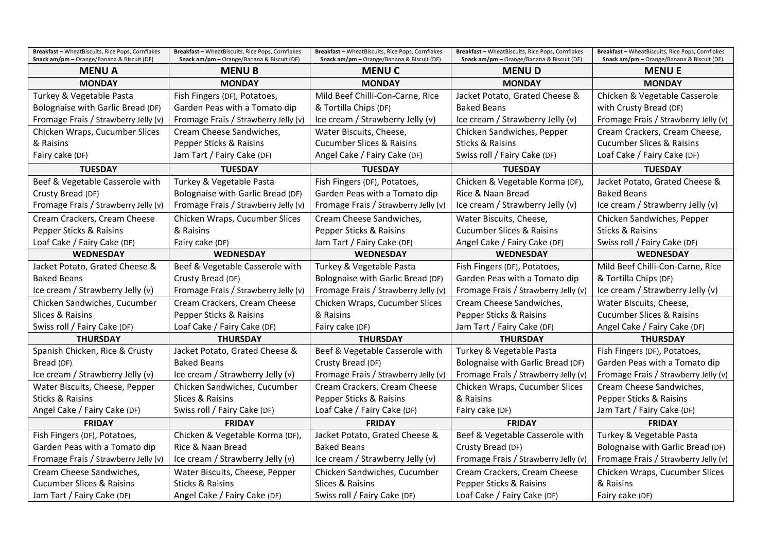| **Breakfast** – WheatBiscuits, Rice Pops, Cornflakes<br>**Snack am/pm** – Orange/Banana & Biscuit (DF) | **Breakfast** – WheatBiscuits, Rice Pops, Cornflakes<br>**Snack am/pm** – Orange/Banana & Biscuit (DF) | **Breakfast** – WheatBiscuits, Rice Pops, Cornflakes<br>**Snack am/pm** – Orange/Banana & Biscuit (DF) | **Breakfast** – WheatBiscuits, Rice Pops, Cornflakes<br>**Snack am/pm** – Orange/Banana & Biscuit (DF) | **Breakfast** – WheatBiscuits, Rice Pops, Cornflakes<br>**Snack am/pm** – Orange/Banana & Biscuit (DF) |
|---|---|---|---|---|
| **MENU A** | **MENU B** | **MENU C** | **MENU D** | **MENU E** |
| **MONDAY** | **MONDAY** | **MONDAY** | **MONDAY** | **MONDAY** |
| Turkey & Vegetable Pasta Bolognaise with Garlic Bread (DF)<br>Fromage Frais / Strawberry Jelly (v) | Fish Fingers (DF), Potatoes, Garden Peas with a Tomato dip<br>Fromage Frais / Strawberry Jelly (v) | Mild Beef Chilli-Con-Carne, Rice & Tortilla Chips (DF)<br>Ice cream / Strawberry Jelly (v) | Jacket Potato, Grated Cheese & Baked Beans<br>Ice cream / Strawberry Jelly (v) | Chicken & Vegetable Casserole with Crusty Bread (DF)<br>Fromage Frais / Strawberry Jelly (v) |
| Chicken Wraps, Cucumber Slices & Raisins<br>Fairy cake (DF) | Cream Cheese Sandwiches, Pepper Sticks & Raisins<br>Jam Tart / Fairy Cake (DF) | Water Biscuits, Cheese, Cucumber Slices & Raisins<br>Angel Cake / Fairy Cake (DF) | Chicken Sandwiches, Pepper Sticks & Raisins<br>Swiss roll / Fairy Cake (DF) | Cream Crackers, Cream Cheese, Cucumber Slices & Raisins<br>Loaf Cake / Fairy Cake (DF) |
| **TUESDAY** | **TUESDAY** | **TUESDAY** | **TUESDAY** | **TUESDAY** |
| Beef & Vegetable Casserole with Crusty Bread (DF)<br>Fromage Frais / Strawberry Jelly (v) | Turkey & Vegetable Pasta Bolognaise with Garlic Bread (DF)<br>Fromage Frais / Strawberry Jelly (v) | Fish Fingers (DF), Potatoes, Garden Peas with a Tomato dip<br>Fromage Frais / Strawberry Jelly (v) | Chicken & Vegetable Korma (DF), Rice & Naan Bread<br>Ice cream / Strawberry Jelly (v) | Jacket Potato, Grated Cheese & Baked Beans<br>Ice cream / Strawberry Jelly (v) |
| Cream Crackers, Cream Cheese Pepper Sticks & Raisins<br>Loaf Cake / Fairy Cake (DF) | Chicken Wraps, Cucumber Slices & Raisins<br>Fairy cake (DF) | Cream Cheese Sandwiches, Pepper Sticks & Raisins<br>Jam Tart / Fairy Cake (DF) | Water Biscuits, Cheese, Cucumber Slices & Raisins<br>Angel Cake / Fairy Cake (DF) | Chicken Sandwiches, Pepper Sticks & Raisins<br>Swiss roll / Fairy Cake (DF) |
| **WEDNESDAY** | **WEDNESDAY** | **WEDNESDAY** | **WEDNESDAY** | **WEDNESDAY** |
| Jacket Potato, Grated Cheese & Baked Beans<br>Ice cream / Strawberry Jelly (v) | Beef & Vegetable Casserole with Crusty Bread (DF)<br>Fromage Frais / Strawberry Jelly (v) | Turkey & Vegetable Pasta Bolognaise with Garlic Bread (DF)<br>Fromage Frais / Strawberry Jelly (v) | Fish Fingers (DF), Potatoes, Garden Peas with a Tomato dip<br>Fromage Frais / Strawberry Jelly (v) | Mild Beef Chilli-Con-Carne, Rice & Tortilla Chips (DF)<br>Ice cream / Strawberry Jelly (v) |
| Chicken Sandwiches, Cucumber Slices & Raisins<br>Swiss roll / Fairy Cake (DF) | Cream Crackers, Cream Cheese Pepper Sticks & Raisins<br>Loaf Cake / Fairy Cake (DF) | Chicken Wraps, Cucumber Slices & Raisins<br>Fairy cake (DF) | Cream Cheese Sandwiches, Pepper Sticks & Raisins<br>Jam Tart / Fairy Cake (DF) | Water Biscuits, Cheese, Cucumber Slices & Raisins<br>Angel Cake / Fairy Cake (DF) |
| **THURSDAY** | **THURSDAY** | **THURSDAY** | **THURSDAY** | **THURSDAY** |
| Spanish Chicken, Rice & Crusty Bread (DF)<br>Ice cream / Strawberry Jelly (v) | Jacket Potato, Grated Cheese & Baked Beans<br>Ice cream / Strawberry Jelly (v) | Beef & Vegetable Casserole with Crusty Bread (DF)<br>Fromage Frais / Strawberry Jelly (v) | Turkey & Vegetable Pasta Bolognaise with Garlic Bread (DF)<br>Fromage Frais / Strawberry Jelly (v) | Fish Fingers (DF), Potatoes, Garden Peas with a Tomato dip<br>Fromage Frais / Strawberry Jelly (v) |
| Water Biscuits, Cheese, Pepper Sticks & Raisins<br>Angel Cake / Fairy Cake (DF) | Chicken Sandwiches, Cucumber Slices & Raisins<br>Swiss roll / Fairy Cake (DF) | Cream Crackers, Cream Cheese Pepper Sticks & Raisins<br>Loaf Cake / Fairy Cake (DF) | Chicken Wraps, Cucumber Slices & Raisins<br>Fairy cake (DF) | Cream Cheese Sandwiches, Pepper Sticks & Raisins<br>Jam Tart / Fairy Cake (DF) |
| **FRIDAY** | **FRIDAY** | **FRIDAY** | **FRIDAY** | **FRIDAY** |
| Fish Fingers (DF), Potatoes, Garden Peas with a Tomato dip<br>Fromage Frais / Strawberry Jelly (v) | Chicken & Vegetable Korma (DF), Rice & Naan Bread<br>Ice cream / Strawberry Jelly (v) | Jacket Potato, Grated Cheese & Baked Beans<br>Ice cream / Strawberry Jelly (v) | Beef & Vegetable Casserole with Crusty Bread (DF)<br>Fromage Frais / Strawberry Jelly (v) | Turkey & Vegetable Pasta Bolognaise with Garlic Bread (DF)<br>Fromage Frais / Strawberry Jelly (v) |
| Cream Cheese Sandwiches, Cucumber Slices & Raisins<br>Jam Tart / Fairy Cake (DF) | Water Biscuits, Cheese, Pepper Sticks & Raisins<br>Angel Cake / Fairy Cake (DF) | Chicken Sandwiches, Cucumber Slices & Raisins<br>Swiss roll / Fairy Cake (DF) | Cream Crackers, Cream Cheese Pepper Sticks & Raisins<br>Loaf Cake / Fairy Cake (DF) | Chicken Wraps, Cucumber Slices & Raisins<br>Fairy cake (DF) |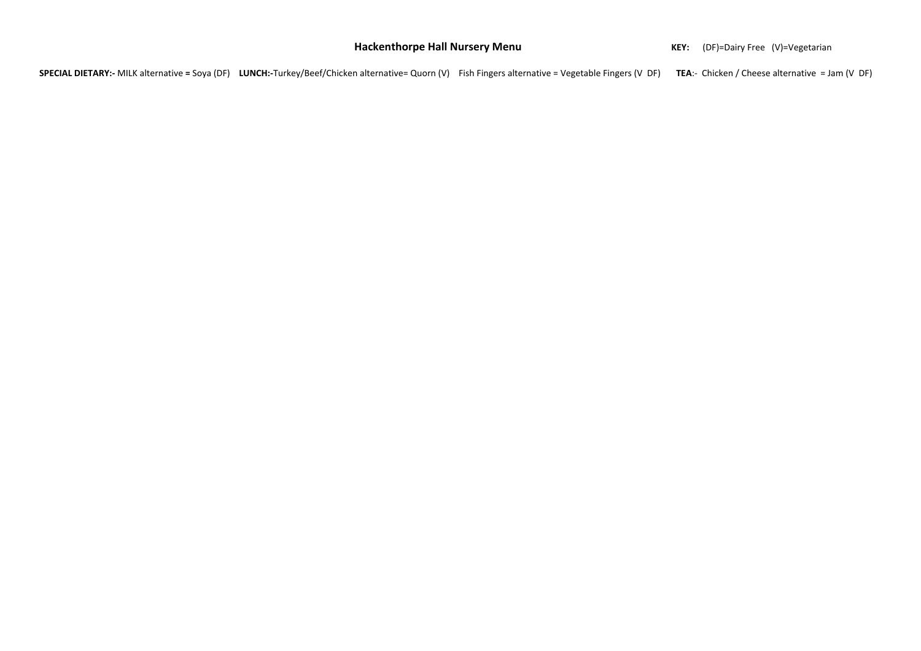# Hackenthorpe Hall Nursery Menu

**KEY:** (DF)=Dairy Free (V)=Vegetarian

**SPECIAL DIETARY:-** MILK alternative **=** Soya (DF) **LUNCH:-**Turkey/Beef/Chicken alternative= Quorn (V) Fish Fingers alternative = Vegetable Fingers (V DF) **TEA**:- Chicken / Cheese alternative = Jam (V DF)